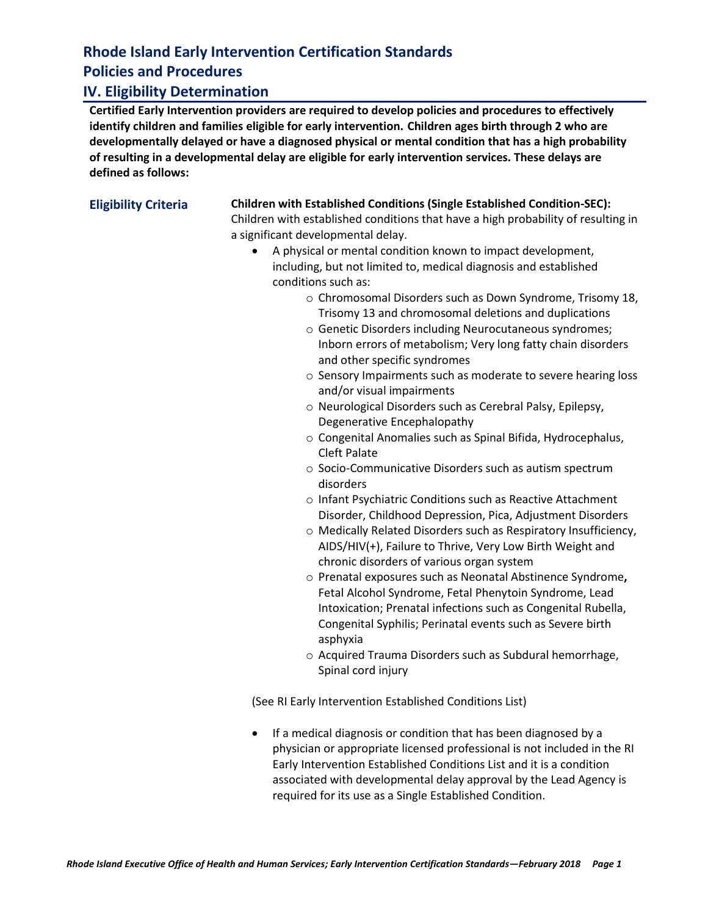# Rhode Island Early Intervention Certification Standards

## Policies and Procedures

## IV. Eligibility Determination

**Certified Early Intervention providers are required to develop policies and procedures to effectively identify children and families eligible for early intervention. Children ages birth through 2 who are developmentally delayed or have a diagnosed physical or mental condition that has a high probability of resulting in a developmental delay are eligible for early intervention services. These delays are defined as follows:**

### Eligibility Criteria

**Children with Established Conditions (Single Established Condition-SEC):** Children with established conditions that have a high probability of resulting in a significant developmental delay.

- A physical or mental condition known to impact development, including, but not limited to, medical diagnosis and established conditions such as:
  - Chromosomal Disorders such as Down Syndrome, Trisomy 18, Trisomy 13 and chromosomal deletions and duplications
  - Genetic Disorders including Neurocutaneous syndromes; Inborn errors of metabolism; Very long fatty chain disorders and other specific syndromes
  - Sensory Impairments such as moderate to severe hearing loss and/or visual impairments
  - Neurological Disorders such as Cerebral Palsy, Epilepsy, Degenerative Encephalopathy
  - Congenital Anomalies such as Spinal Bifida, Hydrocephalus, Cleft Palate
  - Socio-Communicative Disorders such as autism spectrum disorders
  - Infant Psychiatric Conditions such as Reactive Attachment Disorder, Childhood Depression, Pica, Adjustment Disorders
  - Medically Related Disorders such as Respiratory Insufficiency, AIDS/HIV(+), Failure to Thrive, Very Low Birth Weight and chronic disorders of various organ system
  - Prenatal exposures such as Neonatal Abstinence Syndrome**,** Fetal Alcohol Syndrome, Fetal Phenytoin Syndrome, Lead Intoxication; Prenatal infections such as Congenital Rubella, Congenital Syphilis; Perinatal events such as Severe birth asphyxia
  - Acquired Trauma Disorders such as Subdural hemorrhage, Spinal cord injury

(See RI Early Intervention Established Conditions List)

- If a medical diagnosis or condition that has been diagnosed by a physician or appropriate licensed professional is not included in the RI Early Intervention Established Conditions List and it is a condition associated with developmental delay approval by the Lead Agency is required for its use as a Single Established Condition.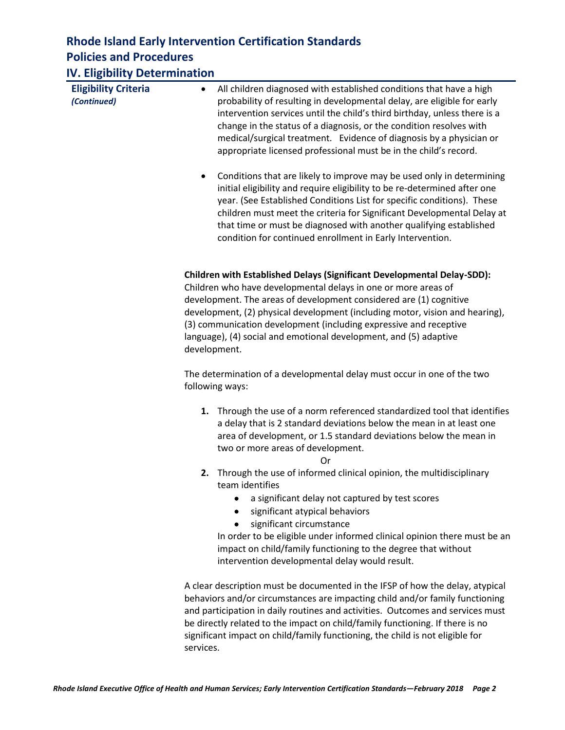# Rhode Island Early Intervention Certification Standards

## Policies and Procedures

## IV. Eligibility Determination

**Eligibility Criteria** ***(Continued)***

- All children diagnosed with established conditions that have a high probability of resulting in developmental delay, are eligible for early intervention services until the child's third birthday, unless there is a change in the status of a diagnosis, or the condition resolves with medical/surgical treatment. Evidence of diagnosis by a physician or appropriate licensed professional must be in the child's record.

- Conditions that are likely to improve may be used only in determining initial eligibility and require eligibility to be re-determined after one year. (See Established Conditions List for specific conditions). These children must meet the criteria for Significant Developmental Delay at that time or must be diagnosed with another qualifying established condition for continued enrollment in Early Intervention.

**Children with Established Delays (Significant Developmental Delay-SDD):** Children who have developmental delays in one or more areas of development. The areas of development considered are (1) cognitive development, (2) physical development (including motor, vision and hearing), (3) communication development (including expressive and receptive language), (4) social and emotional development, and (5) adaptive development.

The determination of a developmental delay must occur in one of the two following ways:

1. Through the use of a norm referenced standardized tool that identifies a delay that is 2 standard deviations below the mean in at least one area of development, or 1.5 standard deviations below the mean in two or more areas of development.

   Or

2. Through the use of informed clinical opinion, the multidisciplinary team identifies
   - a significant delay not captured by test scores
   - significant atypical behaviors
   - significant circumstance

   In order to be eligible under informed clinical opinion there must be an impact on child/family functioning to the degree that without intervention developmental delay would result.

A clear description must be documented in the IFSP of how the delay, atypical behaviors and/or circumstances are impacting child and/or family functioning and participation in daily routines and activities. Outcomes and services must be directly related to the impact on child/family functioning. If there is no significant impact on child/family functioning, the child is not eligible for services.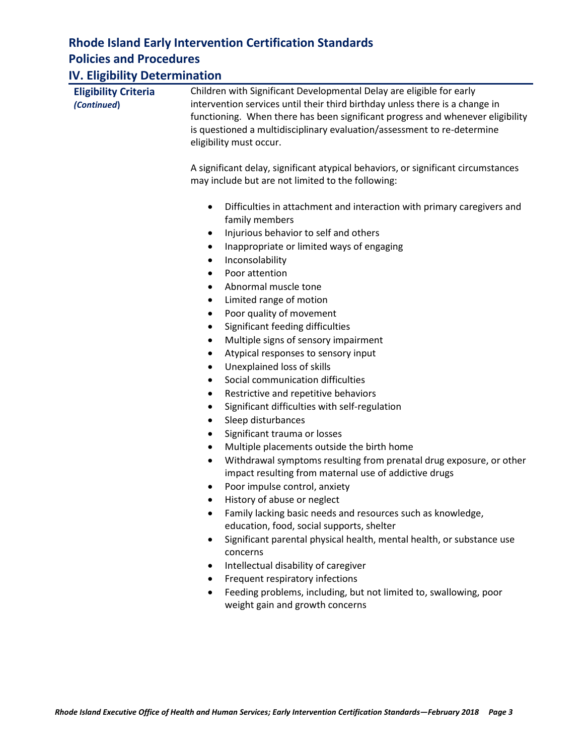# Rhode Island Early Intervention Certification Standards
## Policies and Procedures
### IV. Eligibility Determination

**Eligibility Criteria** ***(Continued)***

Children with Significant Developmental Delay are eligible for early intervention services until their third birthday unless there is a change in functioning. When there has been significant progress and whenever eligibility is questioned a multidisciplinary evaluation/assessment to re-determine eligibility must occur.

A significant delay, significant atypical behaviors, or significant circumstances may include but are not limited to the following:

- Difficulties in attachment and interaction with primary caregivers and family members
- Injurious behavior to self and others
- Inappropriate or limited ways of engaging
- Inconsolability
- Poor attention
- Abnormal muscle tone
- Limited range of motion
- Poor quality of movement
- Significant feeding difficulties
- Multiple signs of sensory impairment
- Atypical responses to sensory input
- Unexplained loss of skills
- Social communication difficulties
- Restrictive and repetitive behaviors
- Significant difficulties with self-regulation
- Sleep disturbances
- Significant trauma or losses
- Multiple placements outside the birth home
- Withdrawal symptoms resulting from prenatal drug exposure, or other impact resulting from maternal use of addictive drugs
- Poor impulse control, anxiety
- History of abuse or neglect
- Family lacking basic needs and resources such as knowledge, education, food, social supports, shelter
- Significant parental physical health, mental health, or substance use concerns
- Intellectual disability of caregiver
- Frequent respiratory infections
- Feeding problems, including, but not limited to, swallowing, poor weight gain and growth concerns